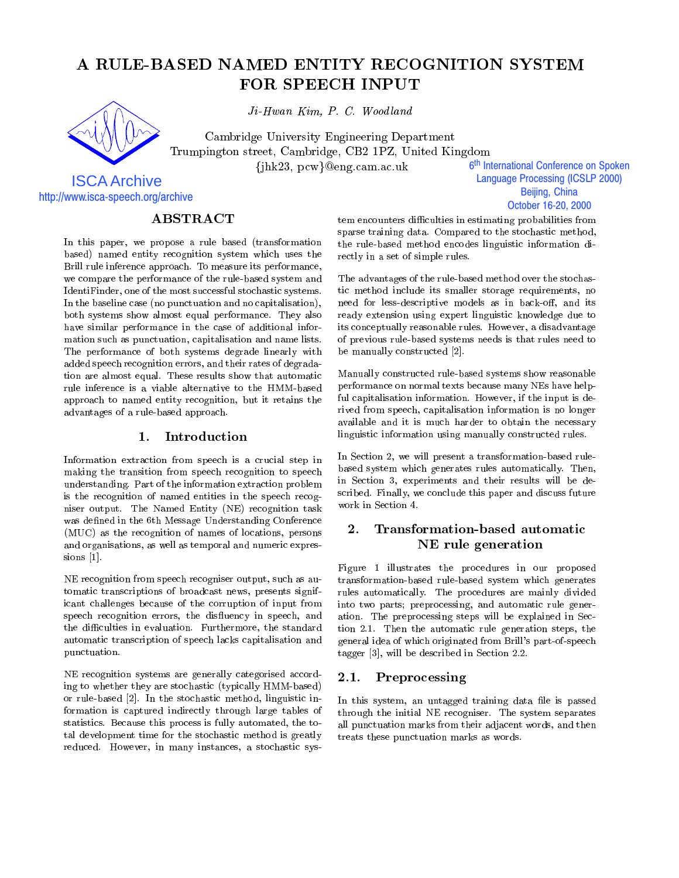# A RULE-BASED NAMED ENTITY RECOGNITION SYSTEM FOR SPEECH INPUT

*Ji-Hwan Kim, P. C. Woodland*

Cambridge University Engineering Department
Trumpington street, Cambridge, CB2 1PZ, United Kingdom
{jhk23, pcw}@eng.cam.ac.uk

ISCA Archive
http://www.isca-speech.org/archive

6th International Conference on Spoken Language Processing (ICSLP 2000)
Beijing, China
October 16-20, 2000

## ABSTRACT

In this paper, we propose a rule based (transformation based) named entity recognition system which uses the Brill rule inference approach. To measure its performance, we compare the performance of the rule-based system and IdentiFinder, one of the most successful stochastic systems. In the baseline case (no punctuation and no capitalisation), both systems show almost equal performance. They also have similar performance in the case of additional information such as punctuation, capitalisation and name lists. The performance of both systems degrade linearly with added speech recognition errors, and their rates of degradation are almost equal. These results show that automatic rule inference is a viable alternative to the HMM-based approach to named entity recognition, but it retains the advantages of a rule-based approach.

## 1. Introduction

Information extraction from speech is a crucial step in making the transition from speech recognition to speech understanding. Part of the information extraction problem is the recognition of named entities in the speech recogniser output. The Named Entity (NE) recognition task was defined in the 6th Message Understanding Conference (MUC) as the recognition of names of locations, persons and organisations, as well as temporal and numeric expressions [1].

NE recognition from speech recogniser output, such as automatic transcriptions of broadcast news, presents significant challenges because of the corruption of input from speech recognition errors, the disfluency in speech, and the difficulties in evaluation. Furthermore, the standard automatic transcription of speech lacks capitalisation and punctuation.

NE recognition systems are generally categorised according to whether they are stochastic (typically HMM-based) or rule-based [2]. In the stochastic method, linguistic information is captured indirectly through large tables of statistics. Because this process is fully automated, the total development time for the stochastic method is greatly reduced. However, in many instances, a stochastic system encounters difficulties in estimating probabilities from sparse training data. Compared to the stochastic method, the rule-based method encodes linguistic information directly in a set of simple rules.

The advantages of the rule-based method over the stochastic method include its smaller storage requirements, no need for less-descriptive models as in back-off, and its ready extension using expert linguistic knowledge due to its conceptually reasonable rules. However, a disadvantage of previous rule-based systems needs is that rules need to be manually constructed [2].

Manually constructed rule-based systems show reasonable performance on normal texts because many NEs have helpful capitalisation information. However, if the input is derived from speech, capitalisation information is no longer available and it is much harder to obtain the necessary linguistic information using manually constructed rules.

In Section 2, we will present a transformation-based rule-based system which generates rules automatically. Then, in Section 3, experiments and their results will be described. Finally, we conclude this paper and discuss future work in Section 4.

## 2. Transformation-based automatic NE rule generation

Figure 1 illustrates the procedures in our proposed transformation-based rule-based system which generates rules automatically. The procedures are mainly divided into two parts; preprocessing, and automatic rule generation. The preprocessing steps will be explained in Section 2.1. Then the automatic rule generation steps, the general idea of which originated from Brill's part-of-speech tagger [3], will be described in Section 2.2.

### 2.1. Preprocessing

In this system, an untagged training data file is passed through the initial NE recogniser. The system separates all punctuation marks from their adjacent words, and then treats these punctuation marks as words.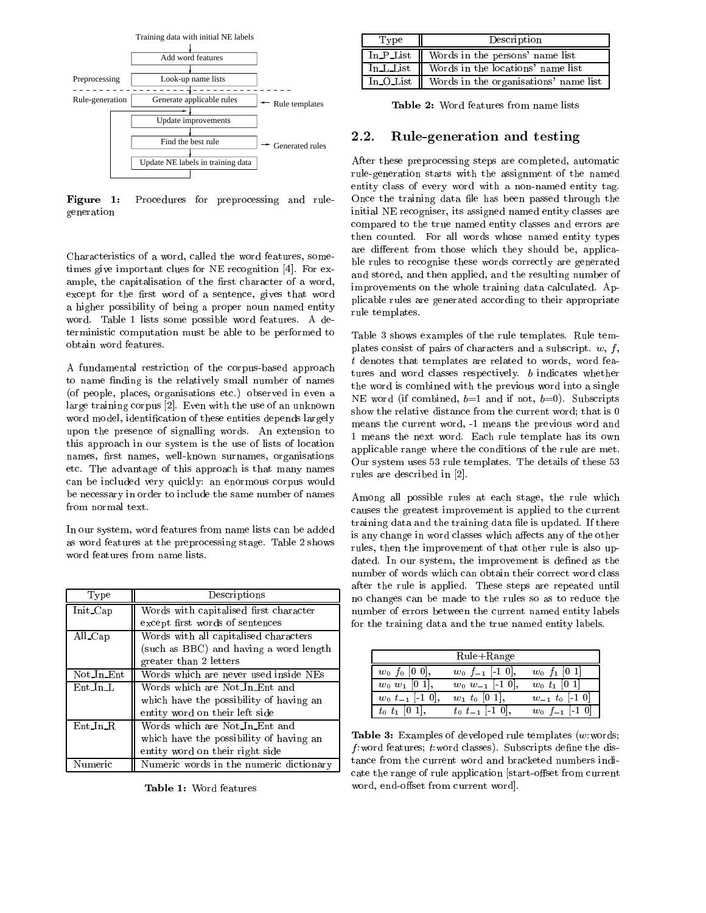Training data with initial NE labels

Preprocessing: Add word features → Look-up name lists

Rule-generation: Generate applicable rules ← Rule templates → Update improvements → Find the best rule → Generated rules → Update NE labels in training data

**Figure 1:** Procedures for preprocessing and rule-generation

Characteristics of a word, called the word features, sometimes give important clues for NE recognition [4]. For example, the capitalisation of the first character of a word, except for the first word of a sentence, gives that word a higher possibility of being a proper noun named entity word. Table 1 lists some possible word features. A deterministic computation must be able to be performed to obtain word features.

A fundamental restriction of the corpus-based approach to name finding is the relatively small number of names (of people, places, organisations etc.) observed in even a large training corpus [2]. Even with the use of an unknown word model, identification of these entities depends largely upon the presence of signalling words. An extension to this approach in our system is the use of lists of location names, first names, well-known surnames, organisations etc. The advantage of this approach is that many names can be included very quickly: an enormous corpus would be necessary in order to include the same number of names from normal text.

In our system, word features from name lists can be added as word features at the preprocessing stage. Table 2 shows word features from name lists.

| Type | Descriptions |
|---|---|
| Init_Cap | Words with capitalised first character except first words of sentences |
| All_Cap | Words with all capitalised characters (such as BBC) and having a word length greater than 2 letters |
| Not_In_Ent | Words which are never used inside NEs |
| Ent_In_L | Words which are Not_In_Ent and which have the possibility of having an entity word on their left side |
| Ent_In_R | Words which are Not_In_Ent and which have the possibility of having an entity word on their right side |
| Numeric | Numeric words in the numeric dictionary |

**Table 1:** Word features

| Type | Description |
|---|---|
| In_P_List | Words in the persons' name list |
| In_L_List | Words in the locations' name list |
| In_O_List | Words in the organisations' name list |

**Table 2:** Word features from name lists

## 2.2. Rule-generation and testing

After these preprocessing steps are completed, automatic rule-generation starts with the assignment of the named entity class of every word with a non-named entity tag. Once the training data file has been passed through the initial NE recogniser, its assigned named entity classes are compared to the true named entity classes and errors are then counted. For all words whose named entity types are different from those which they should be, applicable rules to recognise these words correctly are generated and stored, and then applied, and the resulting number of improvements on the whole training data calculated. Applicable rules are generated according to their appropriate rule templates.

Table 3 shows examples of the rule templates. Rule templates consist of pairs of characters and a subscript. $w$, $f$, $t$ denotes that templates are related to words, word features and word classes respectively. $b$ indicates whether the word is combined with the previous word into a single NE word (if combined, $b$=1 and if not, $b$=0). Subscripts show the relative distance from the current word; that is 0 means the current word, -1 means the previous word and 1 means the next word. Each rule template has its own applicable range where the conditions of the rule are met. Our system uses 53 rule templates. The details of these 53 rules are described in [2].

Among all possible rules at each stage, the rule which causes the greatest improvement is applied to the current training data and the training data file is updated. If there is any change in word classes which affects any of the other rules, then the improvement of that other rule is also updated. In our system, the improvement is defined as the number of words which can obtain their correct word class after the rule is applied. These steps are repeated until no changes can be made to the rules so as to reduce the number of errors between the current named entity labels for the training data and the true named entity labels.

| Rule+Range | | |
|---|---|---|
| $w_0$ $f_0$ [0 0], | $w_0$ $f_{-1}$ [-1 0], | $w_0$ $f_1$ [0 1] |
| $w_0$ $w_1$ [0 1], | $w_0$ $w_{-1}$ [-1 0], | $w_0$ $t_1$ [0 1] |
| $w_0$ $t_{-1}$ [-1 0], | $w_1$ $t_0$ [0 1], | $w_{-1}$ $t_0$ [-1 0] |
| $t_0$ $t_1$ [0 1], | $t_0$ $t_{-1}$ [-1 0], | $w_0$ $f_{-1}$ [-1 0] |

**Table 3:** Examples of developed rule templates ($w$:words; $f$:word features; $t$:word classes). Subscripts define the distance from the current word and bracketed numbers indicate the range of rule application [start-offset from current word, end-offset from current word].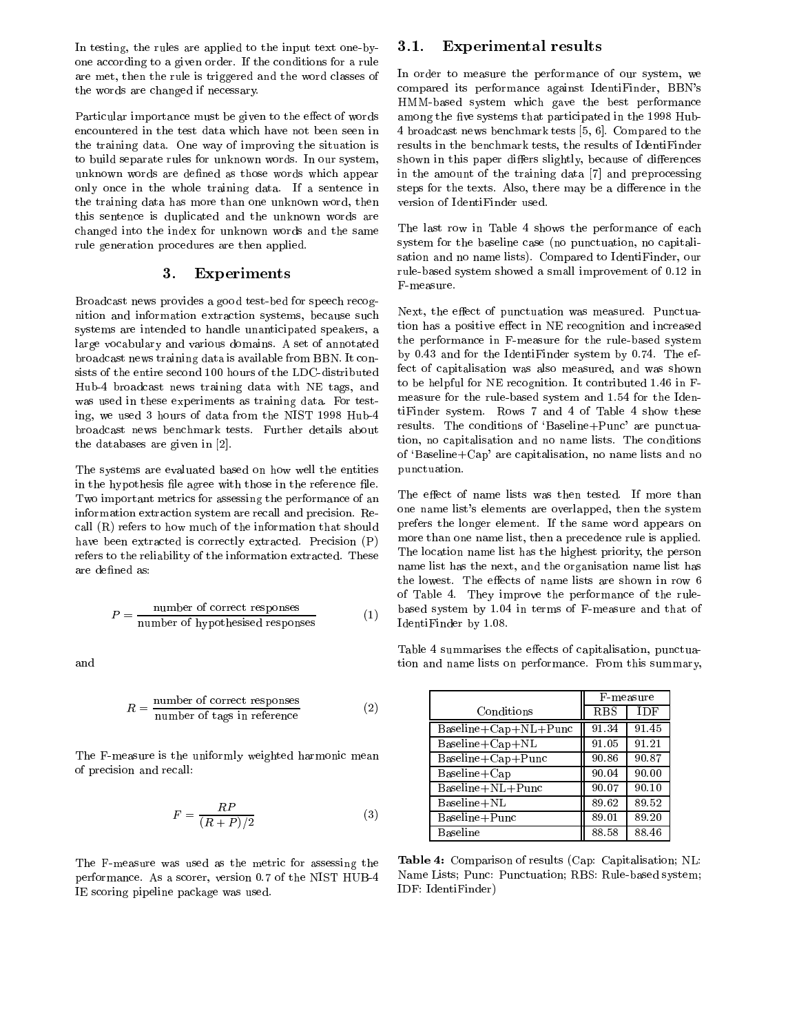In testing, the rules are applied to the input text one-by-one according to a given order. If the conditions for a rule are met, then the rule is triggered and the word classes of the words are changed if necessary.

Particular importance must be given to the effect of words encountered in the test data which have not been seen in the training data. One way of improving the situation is to build separate rules for unknown words. In our system, unknown words are defined as those words which appear only once in the whole training data. If a sentence in the training data has more than one unknown word, then this sentence is duplicated and the unknown words are changed into the index for unknown words and the same rule generation procedures are then applied.

## 3. Experiments

Broadcast news provides a good test-bed for speech recognition and information extraction systems, because such systems are intended to handle unanticipated speakers, a large vocabulary and various domains. A set of annotated broadcast news training data is available from BBN. It consists of the entire second 100 hours of the LDC-distributed Hub-4 broadcast news training data with NE tags, and was used in these experiments as training data. For testing, we used 3 hours of data from the NIST 1998 Hub-4 broadcast news benchmark tests. Further details about the databases are given in [2].

The systems are evaluated based on how well the entities in the hypothesis file agree with those in the reference file. Two important metrics for assessing the performance of an information extraction system are recall and precision. Recall (R) refers to how much of the information that should have been extracted is correctly extracted. Precision (P) refers to the reliability of the information extracted. These are defined as:

$$P = \frac{\text{number of correct responses}}{\text{number of hypothesised responses}} \tag{1}$$

and

$$R = \frac{\text{number of correct responses}}{\text{number of tags in reference}} \tag{2}$$

The F-measure is the uniformly weighted harmonic mean of precision and recall:

$$F = \frac{RP}{(R+P)/2} \tag{3}$$

The F-measure was used as the metric for assessing the performance. As a scorer, version 0.7 of the NIST HUB-4 IE scoring pipeline package was used.

### 3.1. Experimental results

In order to measure the performance of our system, we compared its performance against IdentiFinder, BBN's HMM-based system which gave the best performance among the five systems that participated in the 1998 Hub-4 broadcast news benchmark tests [5, 6]. Compared to the results in the benchmark tests, the results of IdentiFinder shown in this paper differs slightly, because of differences in the amount of the training data [7] and preprocessing steps for the texts. Also, there may be a difference in the version of IdentiFinder used.

The last row in Table 4 shows the performance of each system for the baseline case (no punctuation, no capitalisation and no name lists). Compared to IdentiFinder, our rule-based system showed a small improvement of 0.12 in F-measure.

Next, the effect of punctuation was measured. Punctuation has a positive effect in NE recognition and increased the performance in F-measure for the rule-based system by 0.43 and for the IdentiFinder system by 0.74. The effect of capitalisation was also measured, and was shown to be helpful for NE recognition. It contributed 1.46 in F-measure for the rule-based system and 1.54 for the IdentiFinder system. Rows 7 and 4 of Table 4 show these results. The conditions of 'Baseline+Punc' are punctuation, no capitalisation and no name lists. The conditions of 'Baseline+Cap' are capitalisation, no name lists and no punctuation.

The effect of name lists was then tested. If more than one name list's elements are overlapped, then the system prefers the longer element. If the same word appears on more than one name list, then a precedence rule is applied. The location name list has the highest priority, the person name list has the next, and the organisation name list has the lowest. The effects of name lists are shown in row 6 of Table 4. They improve the performance of the rule-based system by 1.04 in terms of F-measure and that of IdentiFinder by 1.08.

Table 4 summarises the effects of capitalisation, punctuation and name lists on performance. From this summary,

| Conditions | F-measure | |
|---|---|---|
| | RBS | IDF |
| Baseline+Cap+NL+Punc | 91.34 | 91.45 |
| Baseline+Cap+NL | 91.05 | 91.21 |
| Baseline+Cap+Punc | 90.86 | 90.87 |
| Baseline+Cap | 90.04 | 90.00 |
| Baseline+NL+Punc | 90.07 | 90.10 |
| Baseline+NL | 89.62 | 89.52 |
| Baseline+Punc | 89.01 | 89.20 |
| Baseline | 88.58 | 88.46 |

**Table 4:** Comparison of results (Cap: Capitalisation; NL: Name Lists; Punc: Punctuation; RBS: Rule-based system; IDF: IdentiFinder)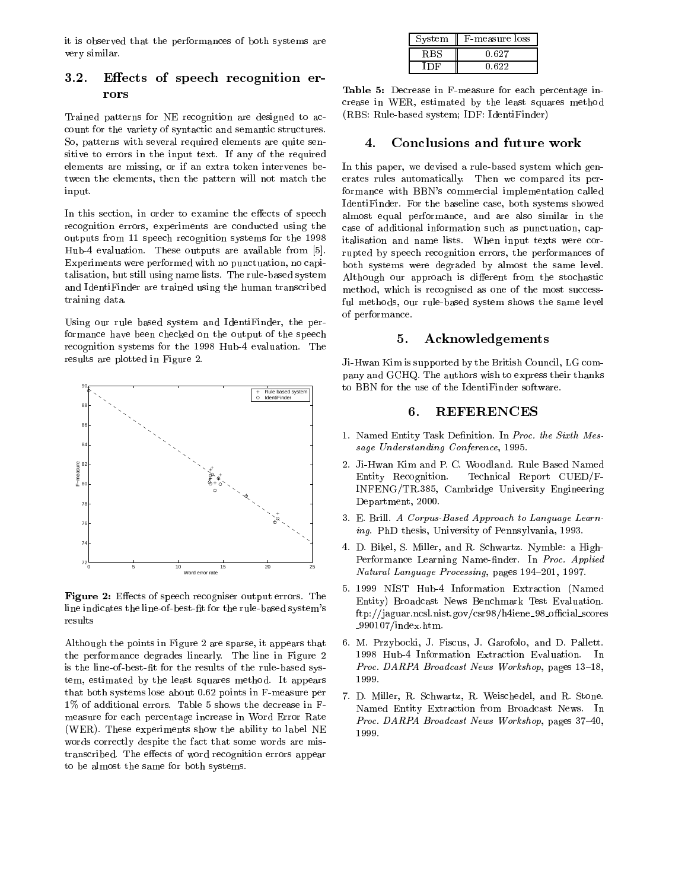it is observed that the performances of both systems are very similar.

### 3.2. Effects of speech recognition errors

Trained patterns for NE recognition are designed to account for the variety of syntactic and semantic structures. So, patterns with several required elements are quite sensitive to errors in the input text. If any of the required elements are missing, or if an extra token intervenes between the elements, then the pattern will not match the input.

In this section, in order to examine the effects of speech recognition errors, experiments are conducted using the outputs from 11 speech recognition systems for the 1998 Hub-4 evaluation. These outputs are available from [5]. Experiments were performed with no punctuation, no capitalisation, but still using name lists. The rule-based system and IdentiFinder are trained using the human transcribed training data.

Using our rule based system and IdentiFinder, the performance have been checked on the output of the speech recognition systems for the 1998 Hub-4 evaluation. The results are plotted in Figure 2.

90
88
86
84
82
80
78
76
74
72
F-measure
0
5
10
15
20
25
Word error rate
+ Rule based system
○ IdentiFinder

**Figure 2:** Effects of speech recogniser output errors. The line indicates the line-of-best-fit for the rule-based system's results

Although the points in Figure 2 are sparse, it appears that the performance degrades linearly. The line in Figure 2 is the line-of-best-fit for the results of the rule-based system, estimated by the least squares method. It appears that both systems lose about 0.62 points in F-measure per 1% of additional errors. Table 5 shows the decrease in F-measure for each percentage increase in Word Error Rate (WER). These experiments show the ability to label NE words correctly despite the fact that some words are mistranscribed. The effects of word recognition errors appear to be almost the same for both systems.

| System | F-measure loss |
|---|---|
| RBS | 0.627 |
| IDF | 0.622 |

**Table 5:** Decrease in F-measure for each percentage increase in WER, estimated by the least squares method (RBS: Rule-based system; IDF: IdentiFinder)

## 4. Conclusions and future work

In this paper, we devised a rule-based system which generates rules automatically. Then we compared its performance with BBN's commercial implementation called IdentiFinder. For the baseline case, both systems showed almost equal performance, and are also similar in the case of additional information such as punctuation, capitalisation and name lists. When input texts were corrupted by speech recognition errors, the performances of both systems were degraded by almost the same level. Although our approach is different from the stochastic method, which is recognised as one of the most successful methods, our rule-based system shows the same level of performance.

## 5. Acknowledgements

Ji-Hwan Kim is supported by the British Council, LG company and GCHQ. The authors wish to express their thanks to BBN for the use of the IdentiFinder software.

## 6. REFERENCES

1. Named Entity Task Definition. In *Proc. the Sixth Message Understanding Conference*, 1995.
2. Ji-Hwan Kim and P. C. Woodland. Rule Based Named Entity Recognition. Technical Report CUED/F-INFENG/TR.385, Cambridge University Engineering Department, 2000.
3. E. Brill. *A Corpus-Based Approach to Language Learning*. PhD thesis, University of Pennsylvania, 1993.
4. D. Bikel, S. Miller, and R. Schwartz. Nymble: a High-Performance Learning Name-finder. In *Proc. Applied Natural Language Processing*, pages 194–201, 1997.
5. 1999 NIST Hub-4 Information Extraction (Named Entity) Broadcast News Benchmark Test Evaluation. ftp://jaguar.ncsl.nist.gov/csr98/h4iene_98_official_scores_990107/index.htm.
6. M. Przybocki, J. Fiscus, J. Garofolo, and D. Pallett. 1998 Hub-4 Information Extraction Evaluation. In *Proc. DARPA Broadcast News Workshop*, pages 13–18, 1999.
7. D. Miller, R. Schwartz, R. Weischedel, and R. Stone. Named Entity Extraction from Broadcast News. In *Proc. DARPA Broadcast News Workshop*, pages 37–40, 1999.